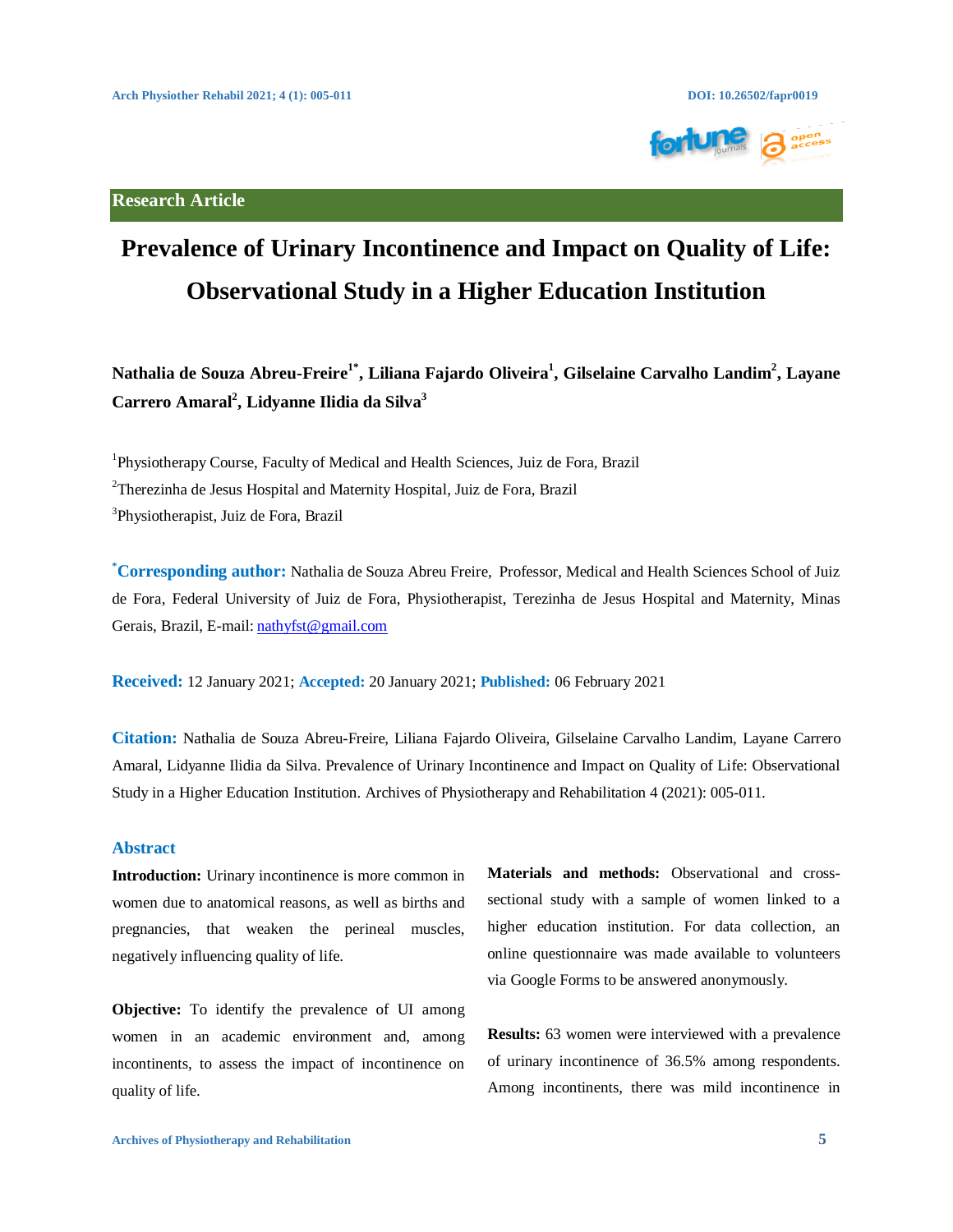Research Article

# Prevalence of Urinary Incontinence and Impact on Quality of Life: Observational Study in a Higher Education Institution

**Nathalia de Souza Abreu-Freire[1*], Liliana Fajardo Oliveira[1], Gilselaine Carvalho Landim[2], Layane Carrero Amaral[2], Lidyanne Ilidia da Silva[3]**

[1]Physiotherapy Course, Faculty of Medical and Health Sciences, Juiz de Fora, Brazil

[2]Therezinha de Jesus Hospital and Maternity Hospital, Juiz de Fora, Brazil

[3]Physiotherapist, Juiz de Fora, Brazil

**[*]Corresponding author:** Nathalia de Souza Abreu Freire, Professor, Medical and Health Sciences School of Juiz de Fora, Federal University of Juiz de Fora, Physiotherapist, Terezinha de Jesus Hospital and Maternity, Minas Gerais, Brazil, E-mail: nathyfst@gmail.com

**Received:** 12 January 2021; **Accepted:** 20 January 2021; **Published:** 06 February 2021

**Citation:** Nathalia de Souza Abreu-Freire, Liliana Fajardo Oliveira, Gilselaine Carvalho Landim, Layane Carrero Amaral, Lidyanne Ilidia da Silva. Prevalence of Urinary Incontinence and Impact on Quality of Life: Observational Study in a Higher Education Institution. Archives of Physiotherapy and Rehabilitation 4 (2021): 005-011.

## Abstract

**Introduction:** Urinary incontinence is more common in women due to anatomical reasons, as well as births and pregnancies, that weaken the perineal muscles, negatively influencing quality of life.

**Objective:** To identify the prevalence of UI among women in an academic environment and, among incontinents, to assess the impact of incontinence on quality of life.

**Materials and methods:** Observational and cross-sectional study with a sample of women linked to a higher education institution. For data collection, an online questionnaire was made available to volunteers via Google Forms to be answered anonymously.

**Results:** 63 women were interviewed with a prevalence of urinary incontinence of 36.5% among respondents. Among incontinents, there was mild incontinence in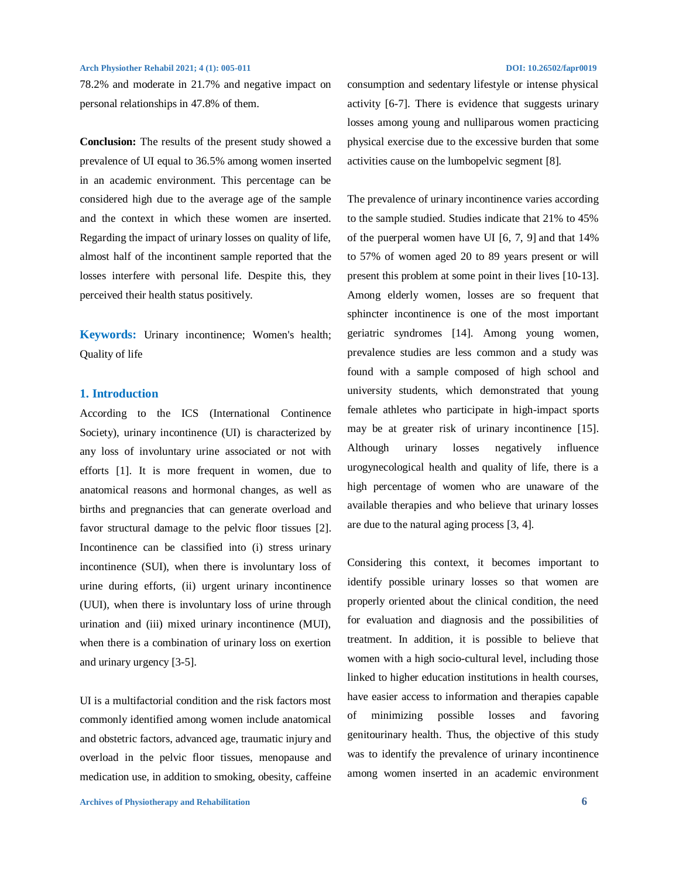78.2% and moderate in 21.7% and negative impact on personal relationships in 47.8% of them.

**Conclusion:** The results of the present study showed a prevalence of UI equal to 36.5% among women inserted in an academic environment. This percentage can be considered high due to the average age of the sample and the context in which these women are inserted. Regarding the impact of urinary losses on quality of life, almost half of the incontinent sample reported that the losses interfere with personal life. Despite this, they perceived their health status positively.

**Keywords:** Urinary incontinence; Women's health; Quality of life

## 1. Introduction

According to the ICS (International Continence Society), urinary incontinence (UI) is characterized by any loss of involuntary urine associated or not with efforts [1]. It is more frequent in women, due to anatomical reasons and hormonal changes, as well as births and pregnancies that can generate overload and favor structural damage to the pelvic floor tissues [2]. Incontinence can be classified into (i) stress urinary incontinence (SUI), when there is involuntary loss of urine during efforts, (ii) urgent urinary incontinence (UUI), when there is involuntary loss of urine through urination and (iii) mixed urinary incontinence (MUI), when there is a combination of urinary loss on exertion and urinary urgency [3-5].

UI is a multifactorial condition and the risk factors most commonly identified among women include anatomical and obstetric factors, advanced age, traumatic injury and overload in the pelvic floor tissues, menopause and medication use, in addition to smoking, obesity, caffeine consumption and sedentary lifestyle or intense physical activity [6-7]. There is evidence that suggests urinary losses among young and nulliparous women practicing physical exercise due to the excessive burden that some activities cause on the lumbopelvic segment [8].

The prevalence of urinary incontinence varies according to the sample studied. Studies indicate that 21% to 45% of the puerperal women have UI [6, 7, 9] and that 14% to 57% of women aged 20 to 89 years present or will present this problem at some point in their lives [10-13]. Among elderly women, losses are so frequent that sphincter incontinence is one of the most important geriatric syndromes [14]. Among young women, prevalence studies are less common and a study was found with a sample composed of high school and university students, which demonstrated that young female athletes who participate in high-impact sports may be at greater risk of urinary incontinence [15]. Although urinary losses negatively influence urogynecological health and quality of life, there is a high percentage of women who are unaware of the available therapies and who believe that urinary losses are due to the natural aging process [3, 4].

Considering this context, it becomes important to identify possible urinary losses so that women are properly oriented about the clinical condition, the need for evaluation and diagnosis and the possibilities of treatment. In addition, it is possible to believe that women with a high socio-cultural level, including those linked to higher education institutions in health courses, have easier access to information and therapies capable of minimizing possible losses and favoring genitourinary health. Thus, the objective of this study was to identify the prevalence of urinary incontinence among women inserted in an academic environment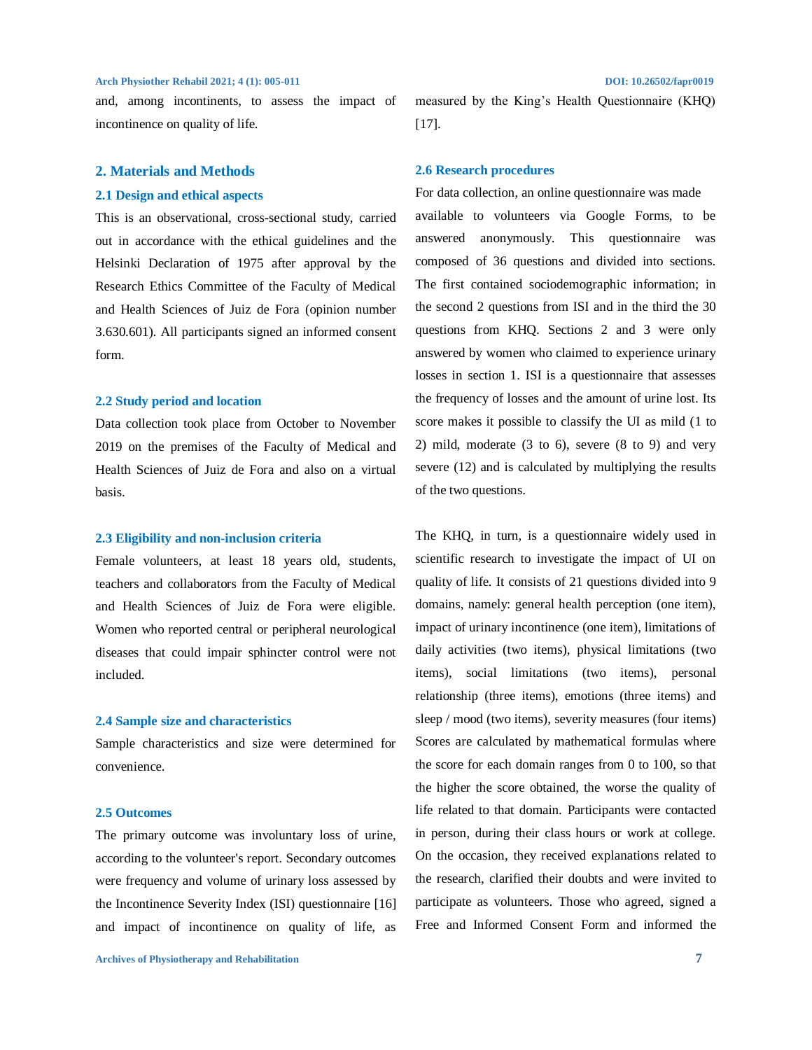and, among incontinents, to assess the impact of incontinence on quality of life.

## 2. Materials and Methods

### 2.1 Design and ethical aspects

This is an observational, cross-sectional study, carried out in accordance with the ethical guidelines and the Helsinki Declaration of 1975 after approval by the Research Ethics Committee of the Faculty of Medical and Health Sciences of Juiz de Fora (opinion number 3.630.601). All participants signed an informed consent form.

### 2.2 Study period and location

Data collection took place from October to November 2019 on the premises of the Faculty of Medical and Health Sciences of Juiz de Fora and also on a virtual basis.

### 2.3 Eligibility and non-inclusion criteria

Female volunteers, at least 18 years old, students, teachers and collaborators from the Faculty of Medical and Health Sciences of Juiz de Fora were eligible. Women who reported central or peripheral neurological diseases that could impair sphincter control were not included.

### 2.4 Sample size and characteristics

Sample characteristics and size were determined for convenience.

### 2.5 Outcomes

The primary outcome was involuntary loss of urine, according to the volunteer's report. Secondary outcomes were frequency and volume of urinary loss assessed by the Incontinence Severity Index (ISI) questionnaire [16] and impact of incontinence on quality of life, as measured by the King's Health Questionnaire (KHQ) [17].

### 2.6 Research procedures

For data collection, an online questionnaire was made available to volunteers via Google Forms, to be answered anonymously. This questionnaire was composed of 36 questions and divided into sections. The first contained sociodemographic information; in the second 2 questions from ISI and in the third the 30 questions from KHQ. Sections 2 and 3 were only answered by women who claimed to experience urinary losses in section 1. ISI is a questionnaire that assesses the frequency of losses and the amount of urine lost. Its score makes it possible to classify the UI as mild (1 to 2) mild, moderate (3 to 6), severe (8 to 9) and very severe (12) and is calculated by multiplying the results of the two questions.

The KHQ, in turn, is a questionnaire widely used in scientific research to investigate the impact of UI on quality of life. It consists of 21 questions divided into 9 domains, namely: general health perception (one item), impact of urinary incontinence (one item), limitations of daily activities (two items), physical limitations (two items), social limitations (two items), personal relationship (three items), emotions (three items) and sleep / mood (two items), severity measures (four items) Scores are calculated by mathematical formulas where the score for each domain ranges from 0 to 100, so that the higher the score obtained, the worse the quality of life related to that domain. Participants were contacted in person, during their class hours or work at college. On the occasion, they received explanations related to the research, clarified their doubts and were invited to participate as volunteers. Those who agreed, signed a Free and Informed Consent Form and informed the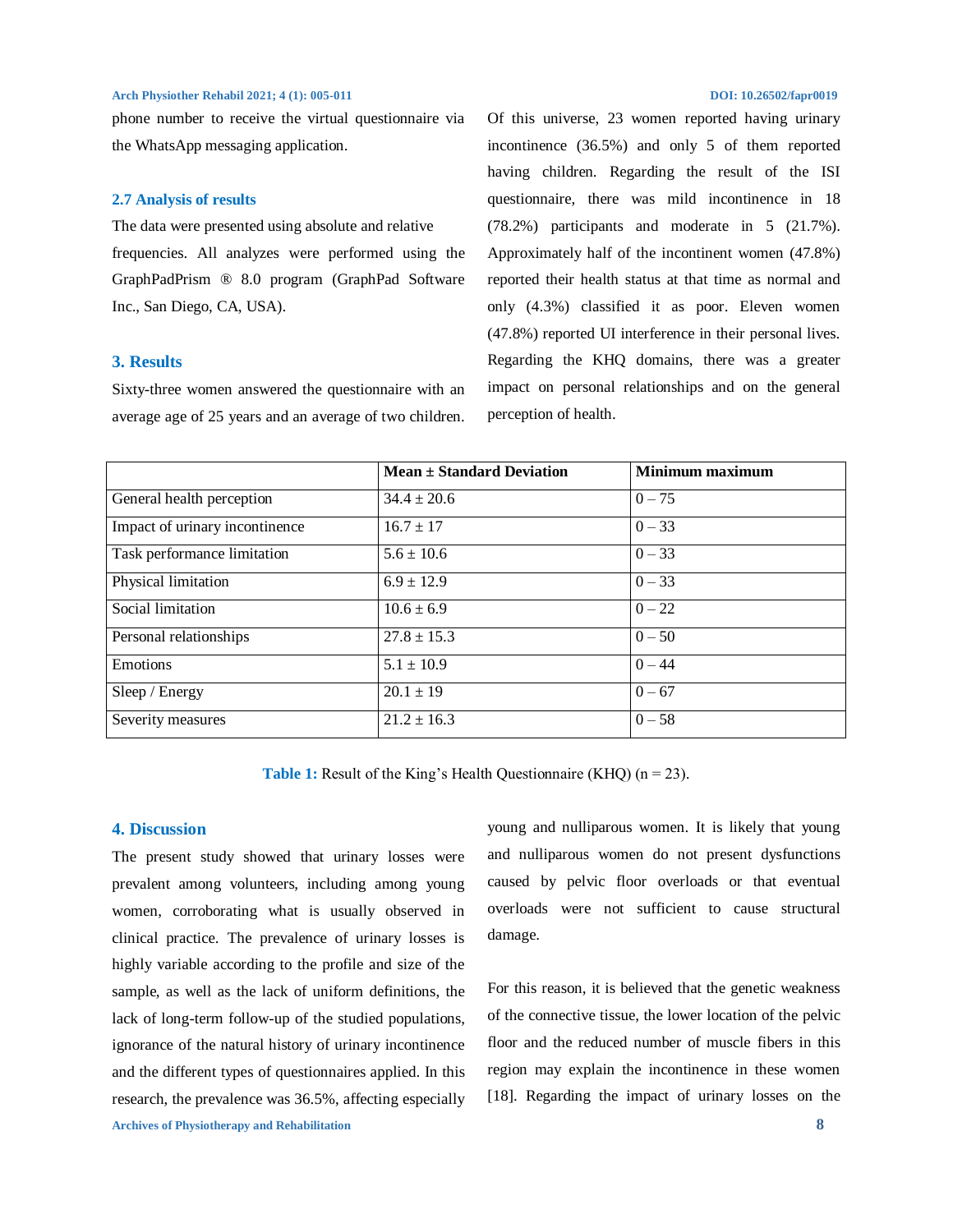phone number to receive the virtual questionnaire via the WhatsApp messaging application.

### 2.7 Analysis of results

The data were presented using absolute and relative frequencies. All analyzes were performed using the GraphPadPrism ® 8.0 program (GraphPad Software Inc., San Diego, CA, USA).

## 3. Results

Sixty-three women answered the questionnaire with an average age of 25 years and an average of two children. Of this universe, 23 women reported having urinary incontinence (36.5%) and only 5 of them reported having children. Regarding the result of the ISI questionnaire, there was mild incontinence in 18 (78.2%) participants and moderate in 5 (21.7%). Approximately half of the incontinent women (47.8%) reported their health status at that time as normal and only (4.3%) classified it as poor. Eleven women (47.8%) reported UI interference in their personal lives. Regarding the KHQ domains, there was a greater impact on personal relationships and on the general perception of health.

| | **Mean ± Standard Deviation** | **Minimum maximum** |
|---|---|---|
| General health perception | 34.4 ± 20.6 | 0 – 75 |
| Impact of urinary incontinence | 16.7 ± 17 | 0 – 33 |
| Task performance limitation | 5.6 ± 10.6 | 0 – 33 |
| Physical limitation | 6.9 ± 12.9 | 0 – 33 |
| Social limitation | 10.6 ± 6.9 | 0 – 22 |
| Personal relationships | 27.8 ± 15.3 | 0 – 50 |
| Emotions | 5.1 ± 10.9 | 0 – 44 |
| Sleep / Energy | 20.1 ± 19 | 0 – 67 |
| Severity measures | 21.2 ± 16.3 | 0 – 58 |

**Table 1:** Result of the King's Health Questionnaire (KHQ) (n = 23).

## 4. Discussion

The present study showed that urinary losses were prevalent among volunteers, including among young women, corroborating what is usually observed in clinical practice. The prevalence of urinary losses is highly variable according to the profile and size of the sample, as well as the lack of uniform definitions, the lack of long-term follow-up of the studied populations, ignorance of the natural history of urinary incontinence and the different types of questionnaires applied. In this research, the prevalence was 36.5%, affecting especially young and nulliparous women. It is likely that young and nulliparous women do not present dysfunctions caused by pelvic floor overloads or that eventual overloads were not sufficient to cause structural damage.

For this reason, it is believed that the genetic weakness of the connective tissue, the lower location of the pelvic floor and the reduced number of muscle fibers in this region may explain the incontinence in these women [18]. Regarding the impact of urinary losses on the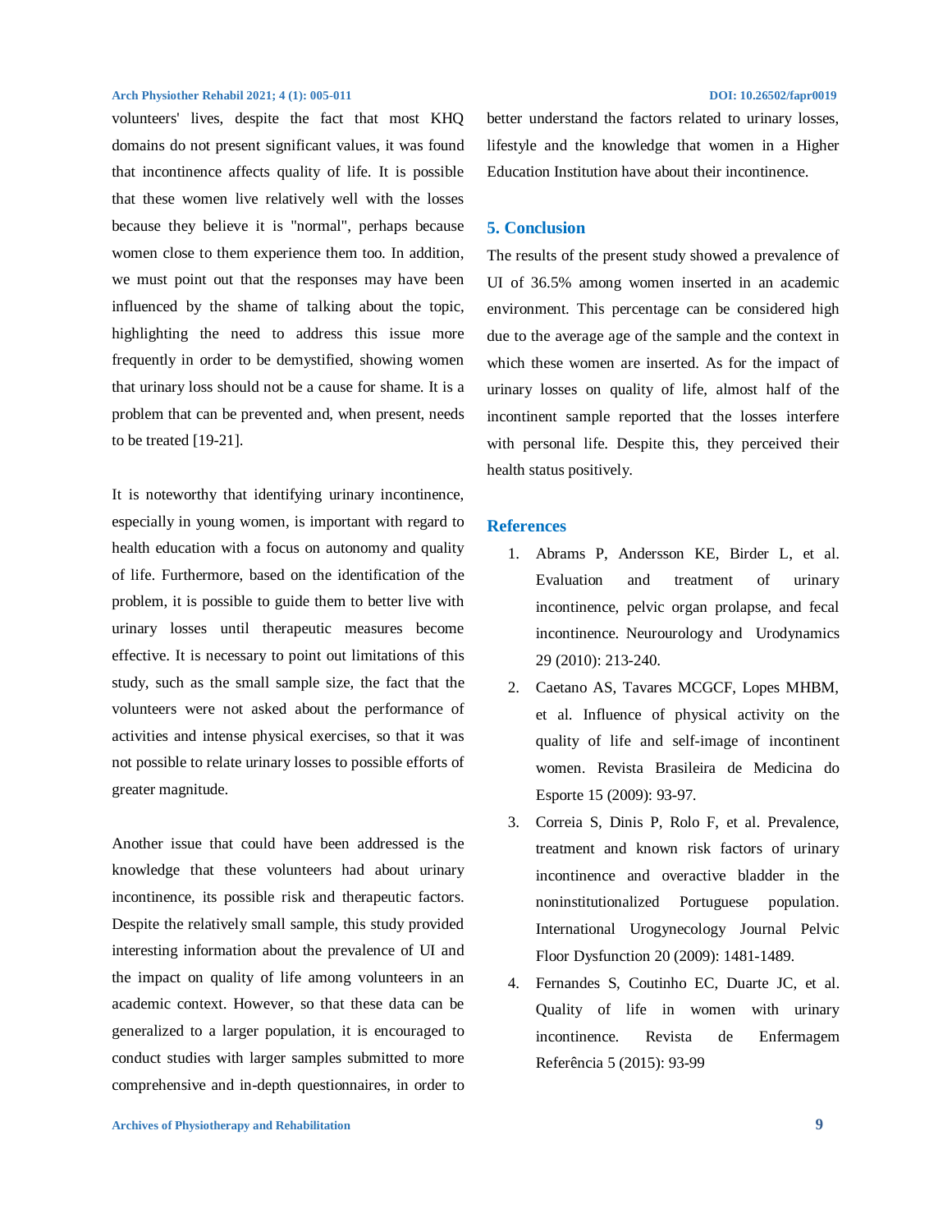volunteers' lives, despite the fact that most KHQ domains do not present significant values, it was found that incontinence affects quality of life. It is possible that these women live relatively well with the losses because they believe it is "normal", perhaps because women close to them experience them too. In addition, we must point out that the responses may have been influenced by the shame of talking about the topic, highlighting the need to address this issue more frequently in order to be demystified, showing women that urinary loss should not be a cause for shame. It is a problem that can be prevented and, when present, needs to be treated [19-21].

It is noteworthy that identifying urinary incontinence, especially in young women, is important with regard to health education with a focus on autonomy and quality of life. Furthermore, based on the identification of the problem, it is possible to guide them to better live with urinary losses until therapeutic measures become effective. It is necessary to point out limitations of this study, such as the small sample size, the fact that the volunteers were not asked about the performance of activities and intense physical exercises, so that it was not possible to relate urinary losses to possible efforts of greater magnitude.

Another issue that could have been addressed is the knowledge that these volunteers had about urinary incontinence, its possible risk and therapeutic factors. Despite the relatively small sample, this study provided interesting information about the prevalence of UI and the impact on quality of life among volunteers in an academic context. However, so that these data can be generalized to a larger population, it is encouraged to conduct studies with larger samples submitted to more comprehensive and in-depth questionnaires, in order to better understand the factors related to urinary losses, lifestyle and the knowledge that women in a Higher Education Institution have about their incontinence.

## 5. Conclusion

The results of the present study showed a prevalence of UI of 36.5% among women inserted in an academic environment. This percentage can be considered high due to the average age of the sample and the context in which these women are inserted. As for the impact of urinary losses on quality of life, almost half of the incontinent sample reported that the losses interfere with personal life. Despite this, they perceived their health status positively.

## References

1. Abrams P, Andersson KE, Birder L, et al. Evaluation and treatment of urinary incontinence, pelvic organ prolapse, and fecal incontinence. Neurourology and Urodynamics 29 (2010): 213-240.
2. Caetano AS, Tavares MCGCF, Lopes MHBM, et al. Influence of physical activity on the quality of life and self-image of incontinent women. Revista Brasileira de Medicina do Esporte 15 (2009): 93-97.
3. Correia S, Dinis P, Rolo F, et al. Prevalence, treatment and known risk factors of urinary incontinence and overactive bladder in the noninstitutionalized Portuguese population. International Urogynecology Journal Pelvic Floor Dysfunction 20 (2009): 1481-1489.
4. Fernandes S, Coutinho EC, Duarte JC, et al. Quality of life in women with urinary incontinence. Revista de Enfermagem Referência 5 (2015): 93-99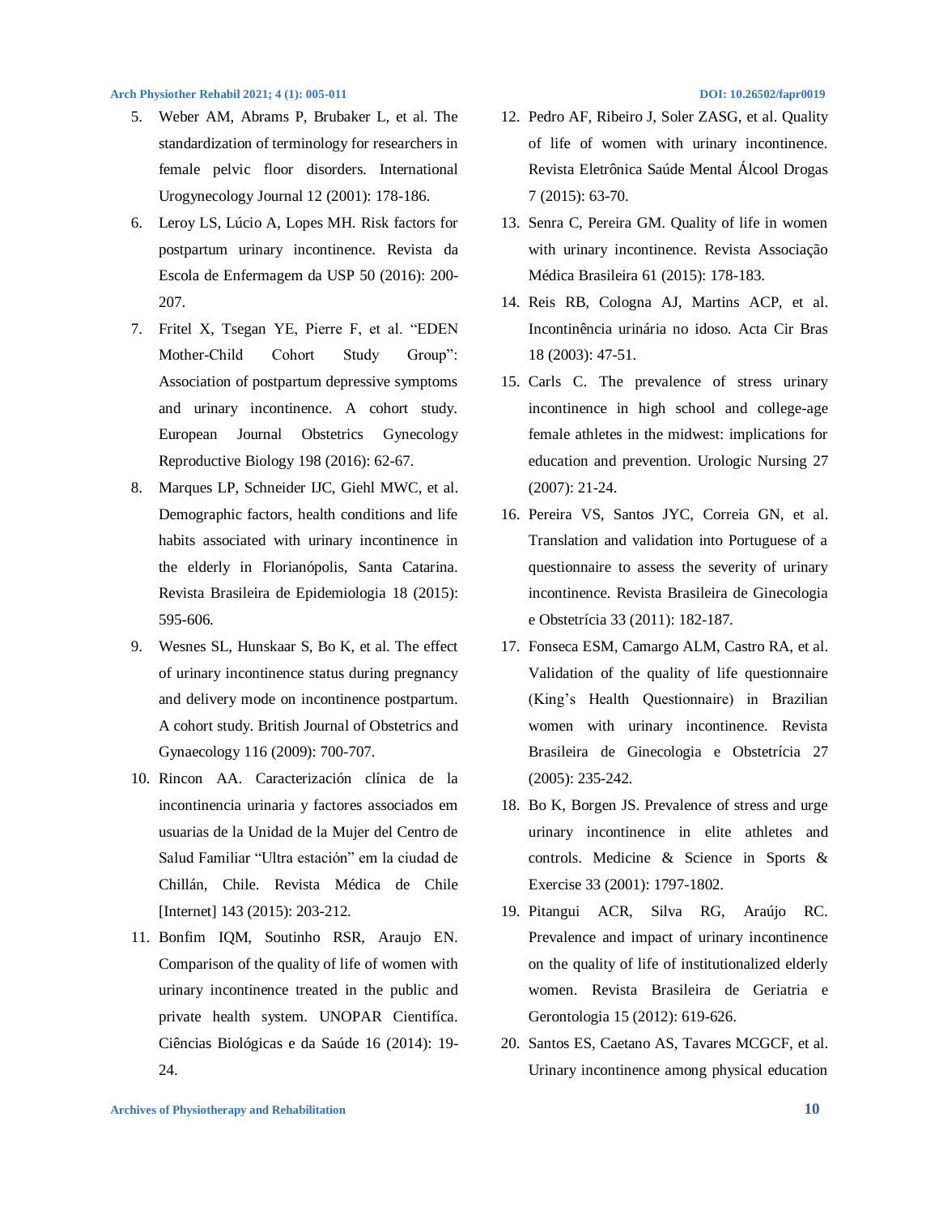5. Weber AM, Abrams P, Brubaker L, et al. The standardization of terminology for researchers in female pelvic floor disorders. International Urogynecology Journal 12 (2001): 178-186.
6. Leroy LS, Lúcio A, Lopes MH. Risk factors for postpartum urinary incontinence. Revista da Escola de Enfermagem da USP 50 (2016): 200-207.
7. Fritel X, Tsegan YE, Pierre F, et al. "EDEN Mother-Child Cohort Study Group": Association of postpartum depressive symptoms and urinary incontinence. A cohort study. European Journal Obstetrics Gynecology Reproductive Biology 198 (2016): 62-67.
8. Marques LP, Schneider IJC, Giehl MWC, et al. Demographic factors, health conditions and life habits associated with urinary incontinence in the elderly in Florianópolis, Santa Catarina. Revista Brasileira de Epidemiologia 18 (2015): 595-606.
9. Wesnes SL, Hunskaar S, Bo K, et al. The effect of urinary incontinence status during pregnancy and delivery mode on incontinence postpartum. A cohort study. British Journal of Obstetrics and Gynaecology 116 (2009): 700-707.
10. Rincon AA. Caracterización clínica de la incontinencia urinaria y factores associados em usuarias de la Unidad de la Mujer del Centro de Salud Familiar "Ultra estación" em la ciudad de Chillán, Chile. Revista Médica de Chile [Internet] 143 (2015): 203-212.
11. Bonfim IQM, Soutinho RSR, Araujo EN. Comparison of the quality of life of women with urinary incontinence treated in the public and private health system. UNOPAR Cientifíca. Ciências Biológicas e da Saúde 16 (2014): 19-24.
12. Pedro AF, Ribeiro J, Soler ZASG, et al. Quality of life of women with urinary incontinence. Revista Eletrônica Saúde Mental Álcool Drogas 7 (2015): 63-70.
13. Senra C, Pereira GM. Quality of life in women with urinary incontinence. Revista Associação Médica Brasileira 61 (2015): 178-183.
14. Reis RB, Cologna AJ, Martins ACP, et al. Incontinência urinária no idoso. Acta Cir Bras 18 (2003): 47-51.
15. Carls C. The prevalence of stress urinary incontinence in high school and college-age female athletes in the midwest: implications for education and prevention. Urologic Nursing 27 (2007): 21-24.
16. Pereira VS, Santos JYC, Correia GN, et al. Translation and validation into Portuguese of a questionnaire to assess the severity of urinary incontinence. Revista Brasileira de Ginecologia e Obstetrícia 33 (2011): 182-187.
17. Fonseca ESM, Camargo ALM, Castro RA, et al. Validation of the quality of life questionnaire (King's Health Questionnaire) in Brazilian women with urinary incontinence. Revista Brasileira de Ginecologia e Obstetrícia 27 (2005): 235-242.
18. Bo K, Borgen JS. Prevalence of stress and urge urinary incontinence in elite athletes and controls. Medicine & Science in Sports & Exercise 33 (2001): 1797-1802.
19. Pitangui ACR, Silva RG, Araújo RC. Prevalence and impact of urinary incontinence on the quality of life of institutionalized elderly women. Revista Brasileira de Geriatria e Gerontologia 15 (2012): 619-626.
20. Santos ES, Caetano AS, Tavares MCGCF, et al. Urinary incontinence among physical education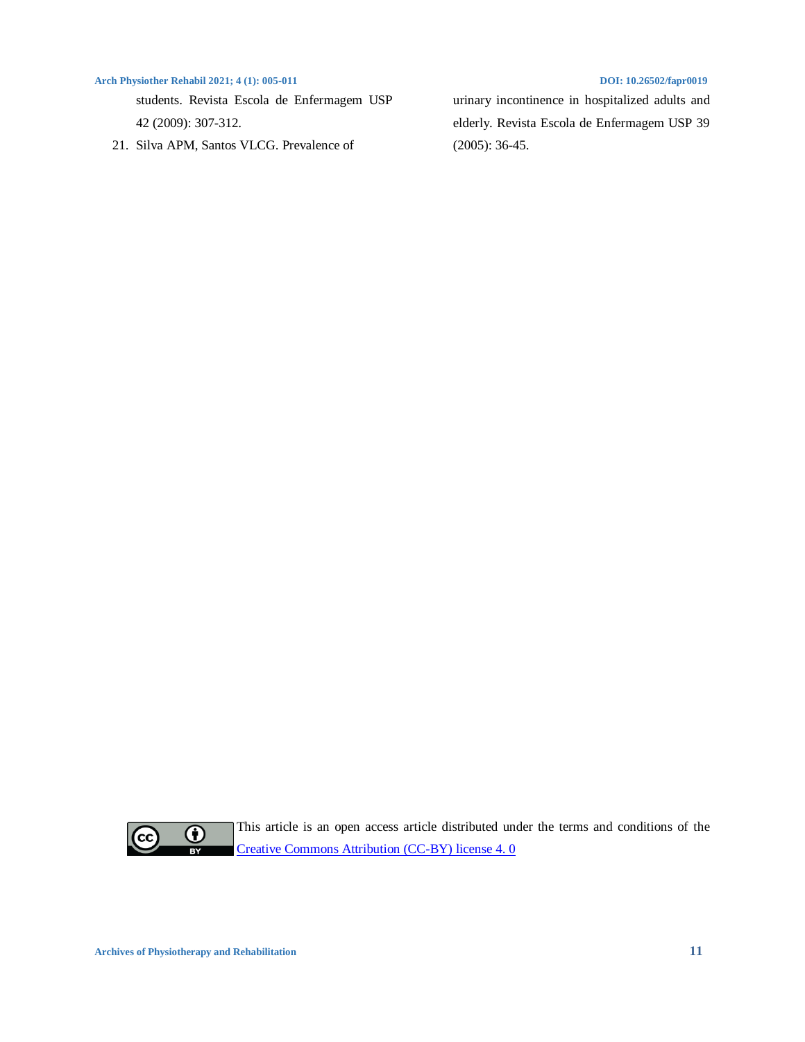students. Revista Escola de Enfermagem USP 42 (2009): 307-312.

21. Silva APM, Santos VLCG. Prevalence of urinary incontinence in hospitalized adults and elderly. Revista Escola de Enfermagem USP 39 (2005): 36-45.

This article is an open access article distributed under the terms and conditions of the [Creative Commons Attribution (CC-BY) license 4. 0](https://creativecommons.org/licenses/by/4.0/)